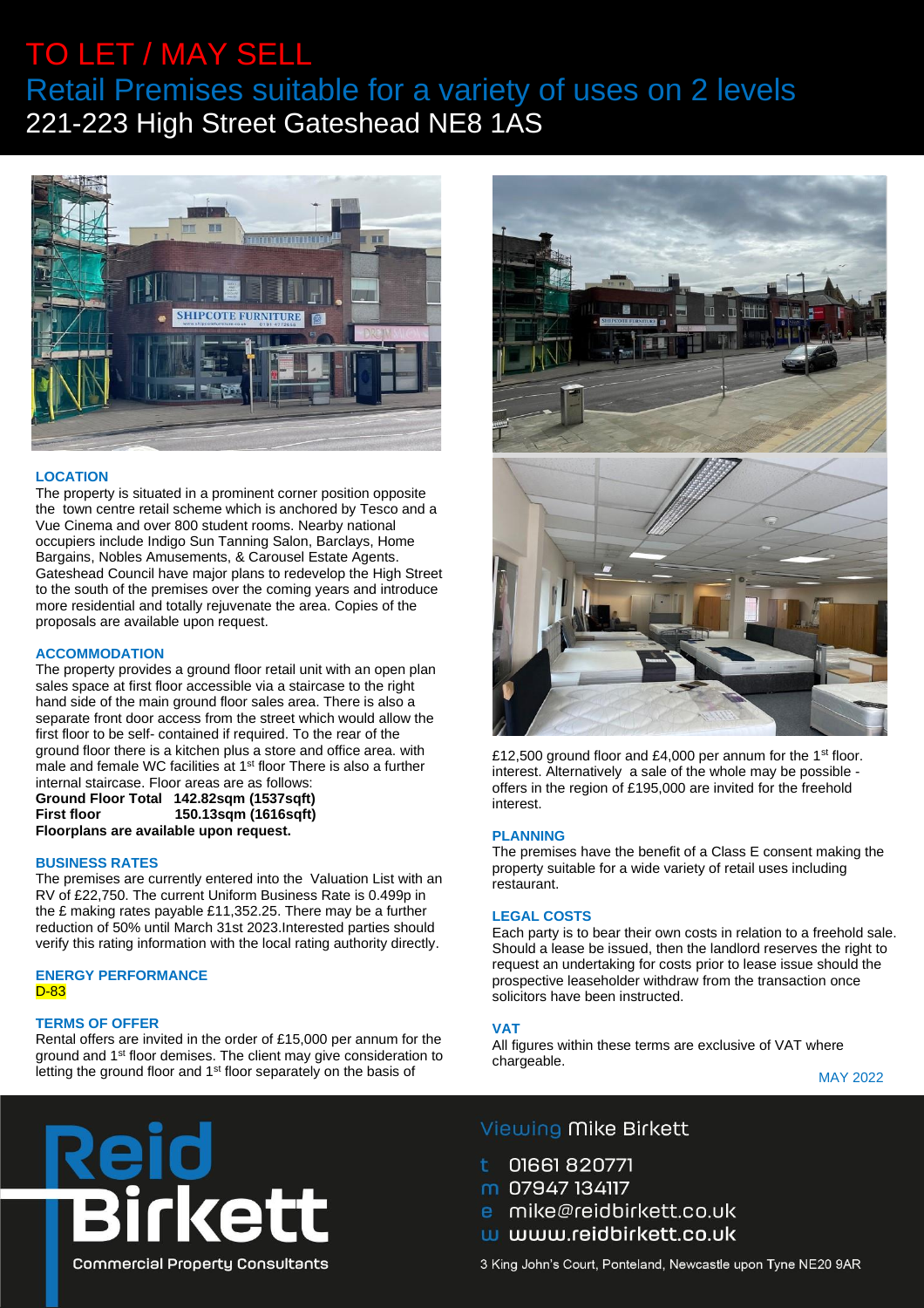# TO LET / MAY SELL

## Retail Premises suitable for a variety of uses on 2 levels

## 221-223 High Street Gateshead NE8 1AS

### LOCATION

The property is situated in a prominent corner position opposite the town centre retail scheme which is anchored by Tesco and a Vue Cinema and over 800 student rooms. Nearby national occupiers include Indigo Sun Tanning Salon, Barclays, Home Bargains, Nobles Amusements, & Carousel Estate Agents. Gateshead Council have major plans to redevelop the High Street to the south of the premises over the coming years and introduce more residential and totally rejuvenate the area. Copies of the proposals are available upon request.

### ACCOMMODATION

The property provides a ground floor retail unit with an open plan sales space at first floor accessible via a staircase to the right hand side of the main ground floor sales area. There is also a separate front door access from the street which would allow the first floor to be self- contained if required. To the rear of the ground floor there is a kitchen plus a store and office area. with male and female WC facilities at 1st floor There is also a further internal staircase. Floor areas are as follows:

**Ground Floor Total 142.82sqm (1537sqft)**
**First floor 150.13sqm (1616sqft)**
**Floorplans are available upon request.**

### BUSINESS RATES

The premises are currently entered into the Valuation List with an RV of £22,750. The current Uniform Business Rate is 0.499p in the £ making rates payable £11,352.25. There may be a further reduction of 50% until March 31st 2023.Interested parties should verify this rating information with the local rating authority directly.

### ENERGY PERFORMANCE

D-83

### TERMS OF OFFER

Rental offers are invited in the order of £15,000 per annum for the ground and 1st floor demises. The client may give consideration to letting the ground floor and 1st floor separately on the basis of £12,500 ground floor and £4,000 per annum for the 1st floor. interest. Alternatively a sale of the whole may be possible - offers in the region of £195,000 are invited for the freehold interest.

### PLANNING

The premises have the benefit of a Class E consent making the property suitable for a wide variety of retail uses including restaurant.

### LEGAL COSTS

Each party is to bear their own costs in relation to a freehold sale. Should a lease be issued, then the landlord reserves the right to request an undertaking for costs prior to lease issue should the prospective leaseholder withdraw from the transaction once solicitors have been instructed.

### VAT

All figures within these terms are exclusive of VAT where chargeable.

MAY 2022

**Reid Birkett**
Commercial Property Consultants

Viewing Mike Birkett

t 01661 820771
m 07947 134117
e mike@reidbirkett.co.uk
w www.reidbirkett.co.uk

3 King John's Court, Ponteland, Newcastle upon Tyne NE20 9AR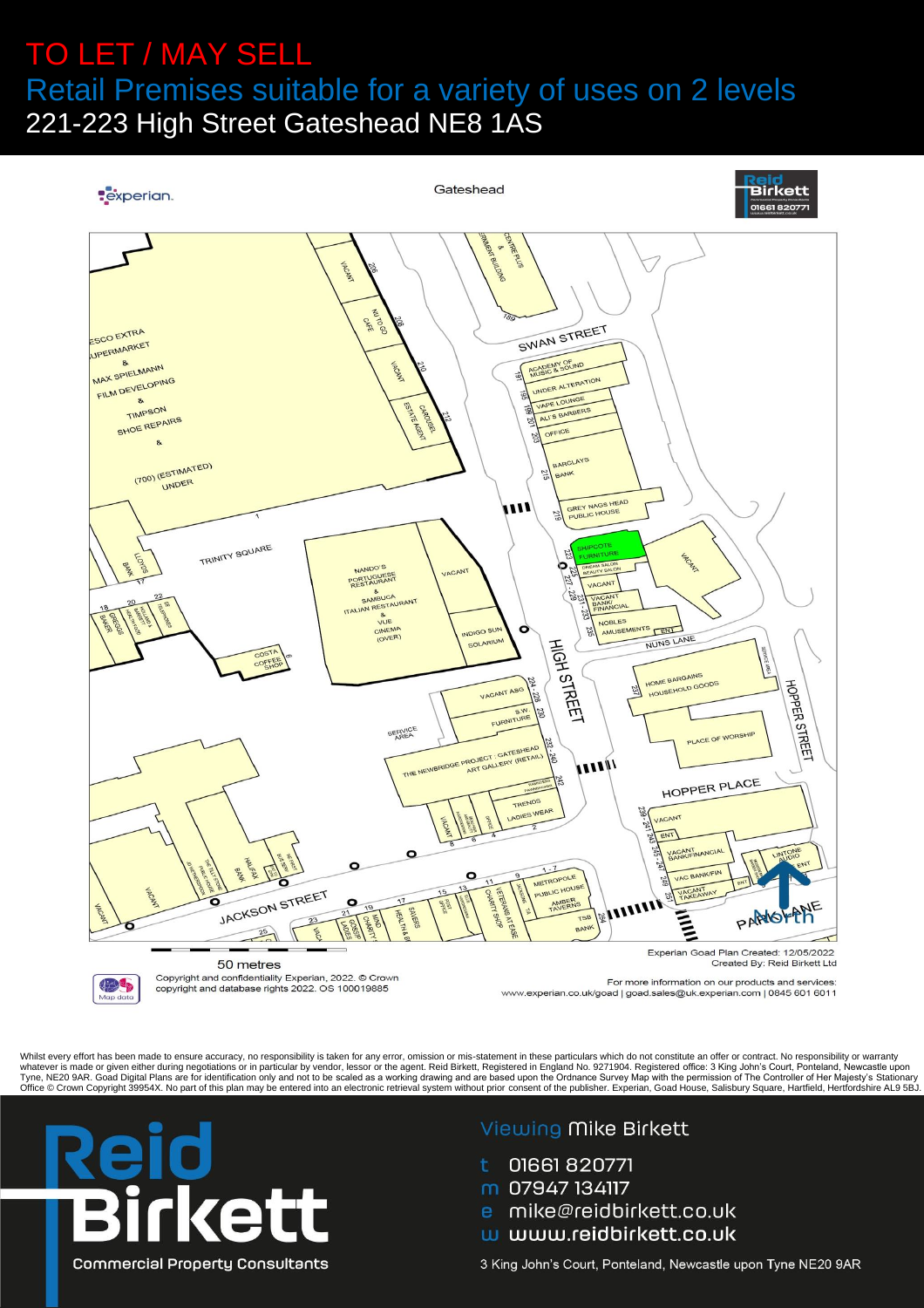# TO LET / MAY SELL

## Retail Premises suitable for a variety of uses on 2 levels

### 221-223 High Street Gateshead NE8 1AS

Gateshead

50 metres

Copyright and confidentiality Experian, 2022. © Crown copyright and database rights 2022. OS 100019885

Experian Goad Plan Created: 12/05/2022
Created By: Reid Birkett Ltd

For more information on our products and services:
www.experian.co.uk/goad | goad.sales@uk.experian.com | 0845 601 6011

Whilst every effort has been made to ensure accuracy, no responsibility is taken for any error, omission or mis-statement in these particulars which do not constitute an offer or contract. No responsibility or warranty whatever is made or given either during negotiations or in particular by vendor, lessor or the agent. Reid Birkett, Registered in England No. 9271904. Registered office: 3 King John's Court, Ponteland, Newcastle upon Tyne, NE20 9AR. Goad Digital Plans are for identification only and not to be scaled as a working drawing and are based upon the Ordnance Survey Map with the permission of The Controller of Her Majesty's Stationary Office © Crown Copyright 39954X. No part of this plan may be entered into an electronic retrieval system without prior consent of the publisher. Experian, Goad House, Salisbury Square, Hartfield, Hertfordshire AL9 5BJ.

**Reid Birkett**
Commercial Property Consultants

Viewing Mike Birkett

- t 01661 820771
- m 07947 134117
- e mike@reidbirkett.co.uk
- w www.reidbirkett.co.uk

3 King John's Court, Ponteland, Newcastle upon Tyne NE20 9AR